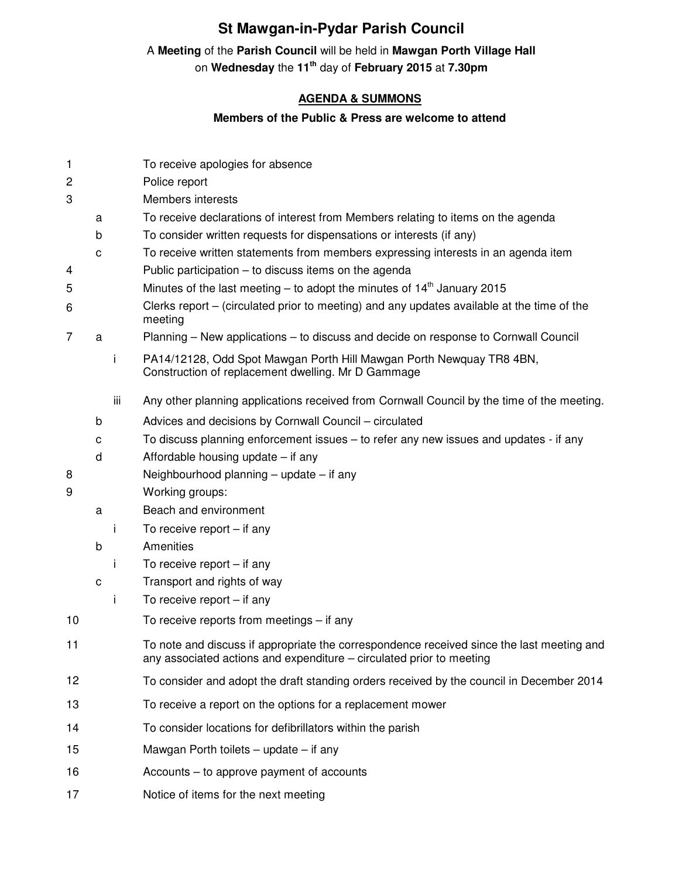# St Mawgan-in-Pydar Parish Council

A **Meeting** of the **Parish Council** will be held in **Mawgan Porth Village Hall** on **Wednesday** the **11th** day of **February 2015** at **7.30pm**

## AGENDA & SUMMONS

**Members of the Public & Press are welcome to attend**

1. To receive apologies for absence
2. Police report
3. Members interests
   - a. To receive declarations of interest from Members relating to items on the agenda
   - b. To consider written requests for dispensations or interests (if any)
   - c. To receive written statements from members expressing interests in an agenda item
4. Public participation – to discuss items on the agenda
5. Minutes of the last meeting – to adopt the minutes of 14th January 2015
6. Clerks report – (circulated prior to meeting) and any updates available at the time of the meeting
7. 
   - a. Planning – New applications – to discuss and decide on response to Cornwall Council
     - i. PA14/12128, Odd Spot Mawgan Porth Hill Mawgan Porth Newquay TR8 4BN, Construction of replacement dwelling. Mr D Gammage
     - iii. Any other planning applications received from Cornwall Council by the time of the meeting.
   - b. Advices and decisions by Cornwall Council – circulated
   - c. To discuss planning enforcement issues – to refer any new issues and updates - if any
   - d. Affordable housing update – if any
8. Neighbourhood planning – update – if any
9. Working groups:
   - a. Beach and environment
     - i. To receive report – if any
   - b. Amenities
     - i. To receive report – if any
   - c. Transport and rights of way
     - i. To receive report – if any
10. To receive reports from meetings – if any
11. To note and discuss if appropriate the correspondence received since the last meeting and any associated actions and expenditure – circulated prior to meeting
12. To consider and adopt the draft standing orders received by the council in December 2014
13. To receive a report on the options for a replacement mower
14. To consider locations for defibrillators within the parish
15. Mawgan Porth toilets – update – if any
16. Accounts – to approve payment of accounts
17. Notice of items for the next meeting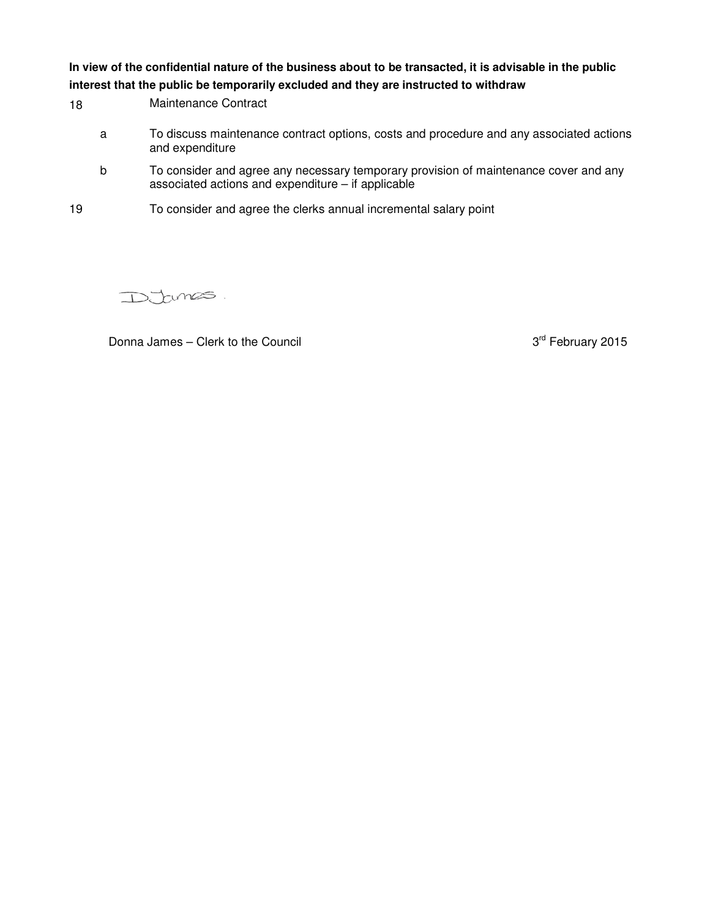**In view of the confidential nature of the business about to be transacted, it is advisable in the public interest that the public be temporarily excluded and they are instructed to withdraw**

18 Maintenance Contract

a. To discuss maintenance contract options, costs and procedure and any associated actions and expenditure

b. To consider and agree any necessary temporary provision of maintenance cover and any associated actions and expenditure – if applicable

19 To consider and agree the clerks annual incremental salary point

D James.

Donna James – Clerk to the Council

3rd February 2015